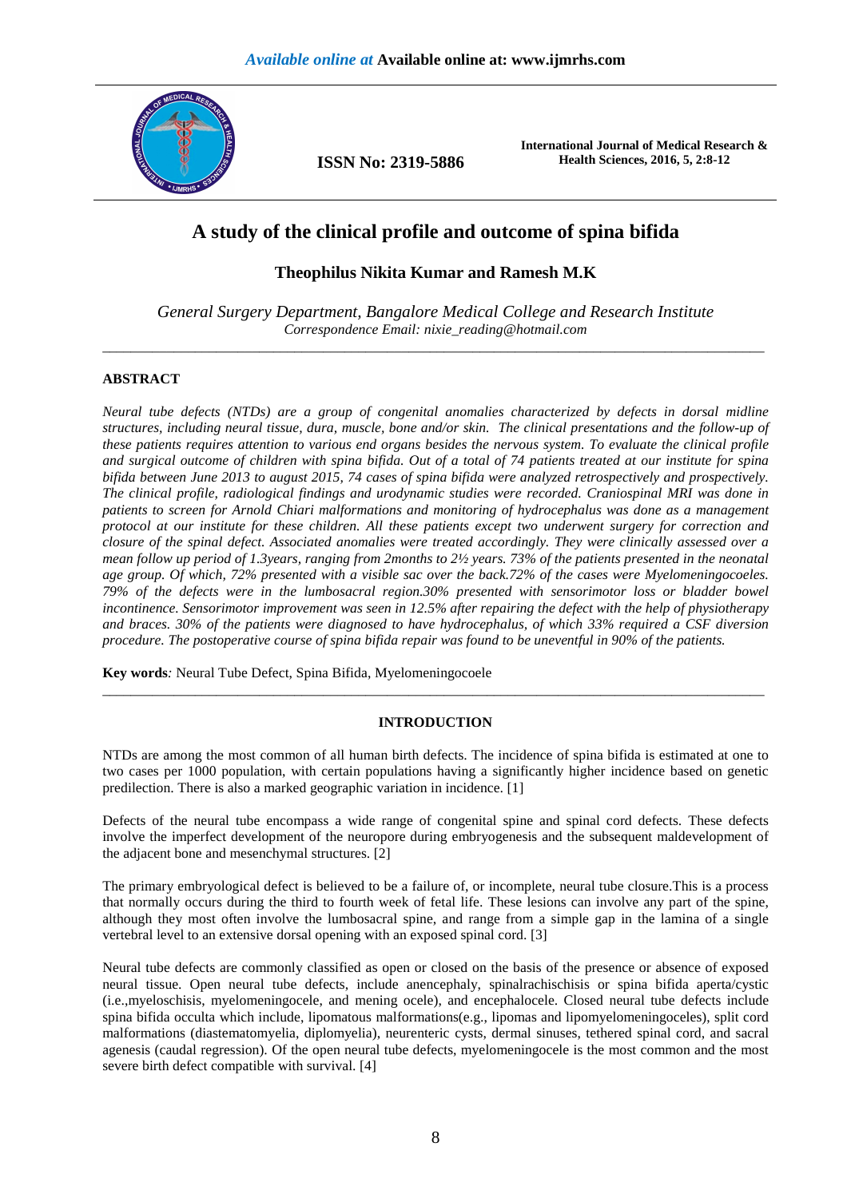# A study of the clinical profile and outcome of spina bifida

## Theophilus Nikita Kumar and Ramesh M.K

*General Surgery Department, Bangalore Medical College and Research Institute*
*Correspondence Email: nixie_reading@hotmail.com*

---

## ABSTRACT

*Neural tube defects (NTDs) are a group of congenital anomalies characterized by defects in dorsal midline structures, including neural tissue, dura, muscle, bone and/or skin. The clinical presentations and the follow-up of these patients requires attention to various end organs besides the nervous system. To evaluate the clinical profile and surgical outcome of children with spina bifida. Out of a total of 74 patients treated at our institute for spina bifida between June 2013 to august 2015, 74 cases of spina bifida were analyzed retrospectively and prospectively. The clinical profile, radiological findings and urodynamic studies were recorded. Craniospinal MRI was done in patients to screen for Arnold Chiari malformations and monitoring of hydrocephalus was done as a management protocol at our institute for these children. All these patients except two underwent surgery for correction and closure of the spinal defect. Associated anomalies were treated accordingly. They were clinically assessed over a mean follow up period of 1.3years, ranging from 2months to 2½ years. 73% of the patients presented in the neonatal age group. Of which, 72% presented with a visible sac over the back.72% of the cases were Myelomeningocoeles. 79% of the defects were in the lumbosacral region.30% presented with sensorimotor loss or bladder bowel incontinence. Sensorimotor improvement was seen in 12.5% after repairing the defect with the help of physiotherapy and braces. 30% of the patients were diagnosed to have hydrocephalus, of which 33% required a CSF diversion procedure. The postoperative course of spina bifida repair was found to be uneventful in 90% of the patients.*

**Key words***:* Neural Tube Defect, Spina Bifida, Myelomeningocoele

---

## INTRODUCTION

NTDs are among the most common of all human birth defects. The incidence of spina bifida is estimated at one to two cases per 1000 population, with certain populations having a significantly higher incidence based on genetic predilection. There is also a marked geographic variation in incidence. [1]

Defects of the neural tube encompass a wide range of congenital spine and spinal cord defects. These defects involve the imperfect development of the neuropore during embryogenesis and the subsequent maldevelopment of the adjacent bone and mesenchymal structures. [2]

The primary embryological defect is believed to be a failure of, or incomplete, neural tube closure.This is a process that normally occurs during the third to fourth week of fetal life. These lesions can involve any part of the spine, although they most often involve the lumbosacral spine, and range from a simple gap in the lamina of a single vertebral level to an extensive dorsal opening with an exposed spinal cord. [3]

Neural tube defects are commonly classified as open or closed on the basis of the presence or absence of exposed neural tissue. Open neural tube defects, include anencephaly, spinalrachischisis or spina bifida aperta/cystic (i.e.,myeloschisis, myelomeningocele, and mening ocele), and encephalocele. Closed neural tube defects include spina bifida occulta which include, lipomatous malformations(e.g., lipomas and lipomyelomeningoceles), split cord malformations (diastematomyelia, diplomyelia), neurenteric cysts, dermal sinuses, tethered spinal cord, and sacral agenesis (caudal regression). Of the open neural tube defects, myelomeningocele is the most common and the most severe birth defect compatible with survival. [4]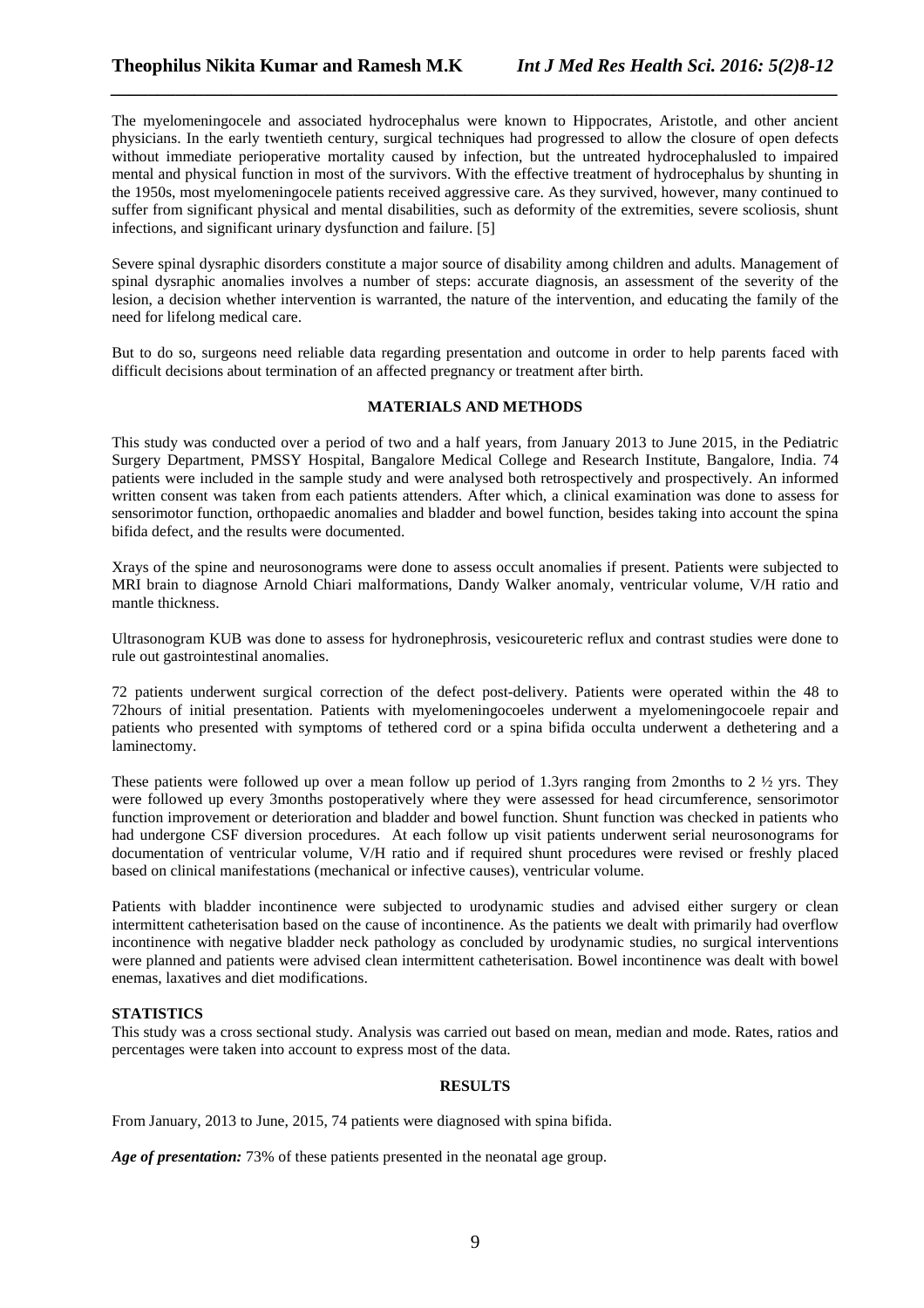The myelomeningocele and associated hydrocephalus were known to Hippocrates, Aristotle, and other ancient physicians. In the early twentieth century, surgical techniques had progressed to allow the closure of open defects without immediate perioperative mortality caused by infection, but the untreated hydrocephalusled to impaired mental and physical function in most of the survivors. With the effective treatment of hydrocephalus by shunting in the 1950s, most myelomeningocele patients received aggressive care. As they survived, however, many continued to suffer from significant physical and mental disabilities, such as deformity of the extremities, severe scoliosis, shunt infections, and significant urinary dysfunction and failure. [5]

Severe spinal dysraphic disorders constitute a major source of disability among children and adults. Management of spinal dysraphic anomalies involves a number of steps: accurate diagnosis, an assessment of the severity of the lesion, a decision whether intervention is warranted, the nature of the intervention, and educating the family of the need for lifelong medical care.

But to do so, surgeons need reliable data regarding presentation and outcome in order to help parents faced with difficult decisions about termination of an affected pregnancy or treatment after birth.

## MATERIALS AND METHODS

This study was conducted over a period of two and a half years, from January 2013 to June 2015, in the Pediatric Surgery Department, PMSSY Hospital, Bangalore Medical College and Research Institute, Bangalore, India. 74 patients were included in the sample study and were analysed both retrospectively and prospectively. An informed written consent was taken from each patients attenders. After which, a clinical examination was done to assess for sensorimotor function, orthopaedic anomalies and bladder and bowel function, besides taking into account the spina bifida defect, and the results were documented.

Xrays of the spine and neurosonograms were done to assess occult anomalies if present. Patients were subjected to MRI brain to diagnose Arnold Chiari malformations, Dandy Walker anomaly, ventricular volume, V/H ratio and mantle thickness.

Ultrasonogram KUB was done to assess for hydronephrosis, vesicoureteric reflux and contrast studies were done to rule out gastrointestinal anomalies.

72 patients underwent surgical correction of the defect post-delivery. Patients were operated within the 48 to 72hours of initial presentation. Patients with myelomeningocoeles underwent a myelomeningocoele repair and patients who presented with symptoms of tethered cord or a spina bifida occulta underwent a dethetering and a laminectomy.

These patients were followed up over a mean follow up period of 1.3yrs ranging from 2months to 2 ½ yrs. They were followed up every 3months postoperatively where they were assessed for head circumference, sensorimotor function improvement or deterioration and bladder and bowel function. Shunt function was checked in patients who had undergone CSF diversion procedures. At each follow up visit patients underwent serial neurosonograms for documentation of ventricular volume, V/H ratio and if required shunt procedures were revised or freshly placed based on clinical manifestations (mechanical or infective causes), ventricular volume.

Patients with bladder incontinence were subjected to urodynamic studies and advised either surgery or clean intermittent catheterisation based on the cause of incontinence. As the patients we dealt with primarily had overflow incontinence with negative bladder neck pathology as concluded by urodynamic studies, no surgical interventions were planned and patients were advised clean intermittent catheterisation. Bowel incontinence was dealt with bowel enemas, laxatives and diet modifications.

### STATISTICS

This study was a cross sectional study. Analysis was carried out based on mean, median and mode. Rates, ratios and percentages were taken into account to express most of the data.

## RESULTS

From January, 2013 to June, 2015, 74 patients were diagnosed with spina bifida.

***Age of presentation:*** 73% of these patients presented in the neonatal age group.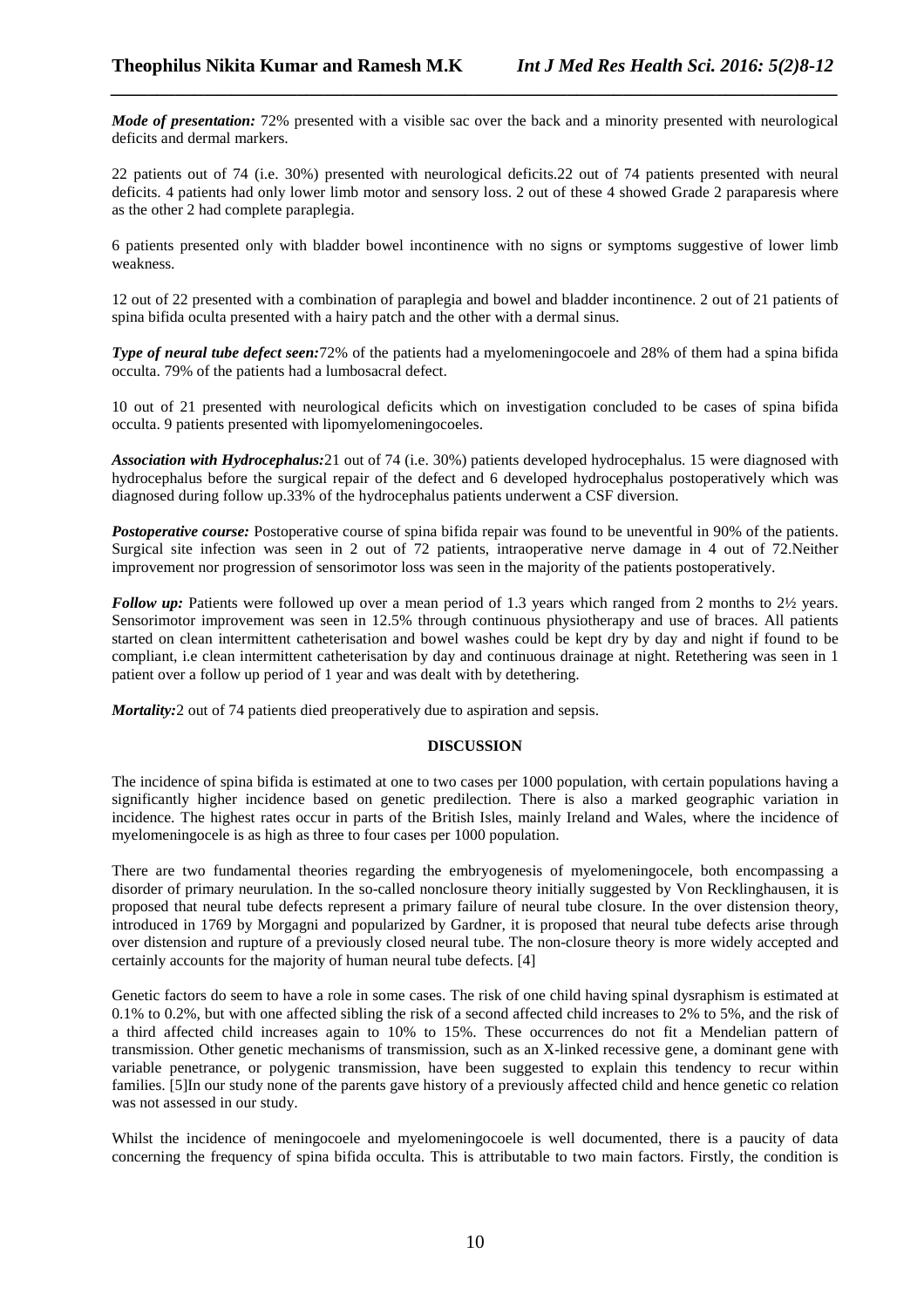***Mode of presentation:*** 72% presented with a visible sac over the back and a minority presented with neurological deficits and dermal markers.

22 patients out of 74 (i.e. 30%) presented with neurological deficits.22 out of 74 patients presented with neural deficits. 4 patients had only lower limb motor and sensory loss. 2 out of these 4 showed Grade 2 paraparesis where as the other 2 had complete paraplegia.

6 patients presented only with bladder bowel incontinence with no signs or symptoms suggestive of lower limb weakness.

12 out of 22 presented with a combination of paraplegia and bowel and bladder incontinence. 2 out of 21 patients of spina bifida oculta presented with a hairy patch and the other with a dermal sinus.

***Type of neural tube defect seen:***72% of the patients had a myelomeningocoele and 28% of them had a spina bifida occulta. 79% of the patients had a lumbosacral defect.

10 out of 21 presented with neurological deficits which on investigation concluded to be cases of spina bifida occulta. 9 patients presented with lipomyelomeningocoeles.

***Association with Hydrocephalus:***21 out of 74 (i.e. 30%) patients developed hydrocephalus. 15 were diagnosed with hydrocephalus before the surgical repair of the defect and 6 developed hydrocephalus postoperatively which was diagnosed during follow up.33% of the hydrocephalus patients underwent a CSF diversion.

***Postoperative course:*** Postoperative course of spina bifida repair was found to be uneventful in 90% of the patients. Surgical site infection was seen in 2 out of 72 patients, intraoperative nerve damage in 4 out of 72.Neither improvement nor progression of sensorimotor loss was seen in the majority of the patients postoperatively.

***Follow up:*** Patients were followed up over a mean period of 1.3 years which ranged from 2 months to 2½ years. Sensorimotor improvement was seen in 12.5% through continuous physiotherapy and use of braces. All patients started on clean intermittent catheterisation and bowel washes could be kept dry by day and night if found to be compliant, i.e clean intermittent catheterisation by day and continuous drainage at night. Retethering was seen in 1 patient over a follow up period of 1 year and was dealt with by detethering.

***Mortality:***2 out of 74 patients died preoperatively due to aspiration and sepsis.

## DISCUSSION

The incidence of spina bifida is estimated at one to two cases per 1000 population, with certain populations having a significantly higher incidence based on genetic predilection. There is also a marked geographic variation in incidence. The highest rates occur in parts of the British Isles, mainly Ireland and Wales, where the incidence of myelomeningocele is as high as three to four cases per 1000 population.

There are two fundamental theories regarding the embryogenesis of myelomeningocele, both encompassing a disorder of primary neurulation. In the so-called nonclosure theory initially suggested by Von Recklinghausen, it is proposed that neural tube defects represent a primary failure of neural tube closure. In the over distension theory, introduced in 1769 by Morgagni and popularized by Gardner, it is proposed that neural tube defects arise through over distension and rupture of a previously closed neural tube. The non-closure theory is more widely accepted and certainly accounts for the majority of human neural tube defects. [4]

Genetic factors do seem to have a role in some cases. The risk of one child having spinal dysraphism is estimated at 0.1% to 0.2%, but with one affected sibling the risk of a second affected child increases to 2% to 5%, and the risk of a third affected child increases again to 10% to 15%. These occurrences do not fit a Mendelian pattern of transmission. Other genetic mechanisms of transmission, such as an X-linked recessive gene, a dominant gene with variable penetrance, or polygenic transmission, have been suggested to explain this tendency to recur within families. [5]In our study none of the parents gave history of a previously affected child and hence genetic co relation was not assessed in our study.

Whilst the incidence of meningocoele and myelomeningocoele is well documented, there is a paucity of data concerning the frequency of spina bifida occulta. This is attributable to two main factors. Firstly, the condition is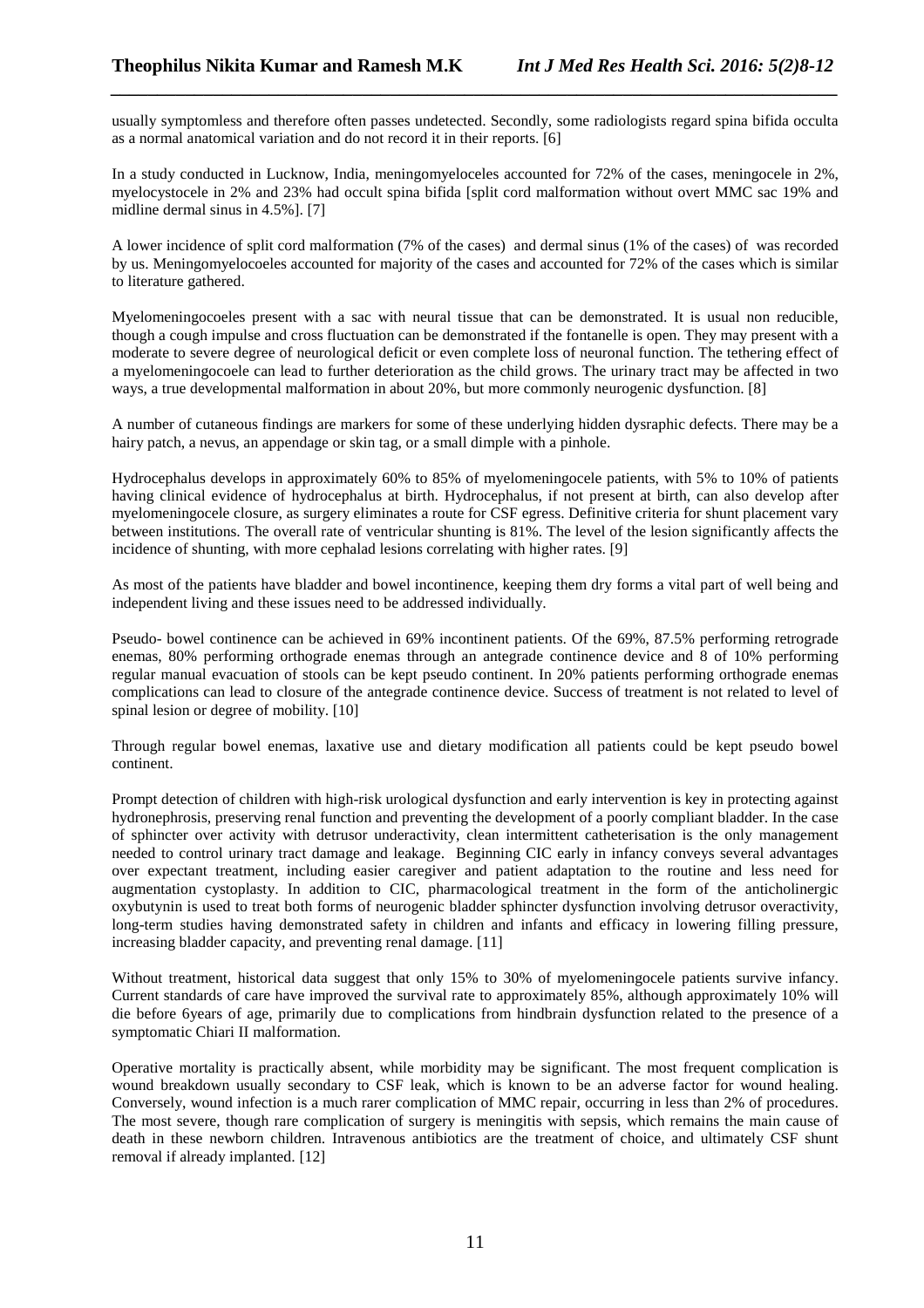usually symptomless and therefore often passes undetected. Secondly, some radiologists regard spina bifida occulta as a normal anatomical variation and do not record it in their reports. [6]

In a study conducted in Lucknow, India, meningomyeloceles accounted for 72% of the cases, meningocele in 2%, myelocystocele in 2% and 23% had occult spina bifida [split cord malformation without overt MMC sac 19% and midline dermal sinus in 4.5%]. [7]

A lower incidence of split cord malformation (7% of the cases) and dermal sinus (1% of the cases) of was recorded by us. Meningomyelocoeles accounted for majority of the cases and accounted for 72% of the cases which is similar to literature gathered.

Myelomeningocoeles present with a sac with neural tissue that can be demonstrated. It is usual non reducible, though a cough impulse and cross fluctuation can be demonstrated if the fontanelle is open. They may present with a moderate to severe degree of neurological deficit or even complete loss of neuronal function. The tethering effect of a myelomeningocoele can lead to further deterioration as the child grows. The urinary tract may be affected in two ways, a true developmental malformation in about 20%, but more commonly neurogenic dysfunction. [8]

A number of cutaneous findings are markers for some of these underlying hidden dysraphic defects. There may be a hairy patch, a nevus, an appendage or skin tag, or a small dimple with a pinhole.

Hydrocephalus develops in approximately 60% to 85% of myelomeningocele patients, with 5% to 10% of patients having clinical evidence of hydrocephalus at birth. Hydrocephalus, if not present at birth, can also develop after myelomeningocele closure, as surgery eliminates a route for CSF egress. Definitive criteria for shunt placement vary between institutions. The overall rate of ventricular shunting is 81%. The level of the lesion significantly affects the incidence of shunting, with more cephalad lesions correlating with higher rates. [9]

As most of the patients have bladder and bowel incontinence, keeping them dry forms a vital part of well being and independent living and these issues need to be addressed individually.

Pseudo- bowel continence can be achieved in 69% incontinent patients. Of the 69%, 87.5% performing retrograde enemas, 80% performing orthograde enemas through an antegrade continence device and 8 of 10% performing regular manual evacuation of stools can be kept pseudo continent. In 20% patients performing orthograde enemas complications can lead to closure of the antegrade continence device. Success of treatment is not related to level of spinal lesion or degree of mobility. [10]

Through regular bowel enemas, laxative use and dietary modification all patients could be kept pseudo bowel continent.

Prompt detection of children with high-risk urological dysfunction and early intervention is key in protecting against hydronephrosis, preserving renal function and preventing the development of a poorly compliant bladder. In the case of sphincter over activity with detrusor underactivity, clean intermittent catheterisation is the only management needed to control urinary tract damage and leakage. Beginning CIC early in infancy conveys several advantages over expectant treatment, including easier caregiver and patient adaptation to the routine and less need for augmentation cystoplasty. In addition to CIC, pharmacological treatment in the form of the anticholinergic oxybutynin is used to treat both forms of neurogenic bladder sphincter dysfunction involving detrusor overactivity, long-term studies having demonstrated safety in children and infants and efficacy in lowering filling pressure, increasing bladder capacity, and preventing renal damage. [11]

Without treatment, historical data suggest that only 15% to 30% of myelomeningocele patients survive infancy. Current standards of care have improved the survival rate to approximately 85%, although approximately 10% will die before 6years of age, primarily due to complications from hindbrain dysfunction related to the presence of a symptomatic Chiari II malformation.

Operative mortality is practically absent, while morbidity may be significant. The most frequent complication is wound breakdown usually secondary to CSF leak, which is known to be an adverse factor for wound healing. Conversely, wound infection is a much rarer complication of MMC repair, occurring in less than 2% of procedures. The most severe, though rare complication of surgery is meningitis with sepsis, which remains the main cause of death in these newborn children. Intravenous antibiotics are the treatment of choice, and ultimately CSF shunt removal if already implanted. [12]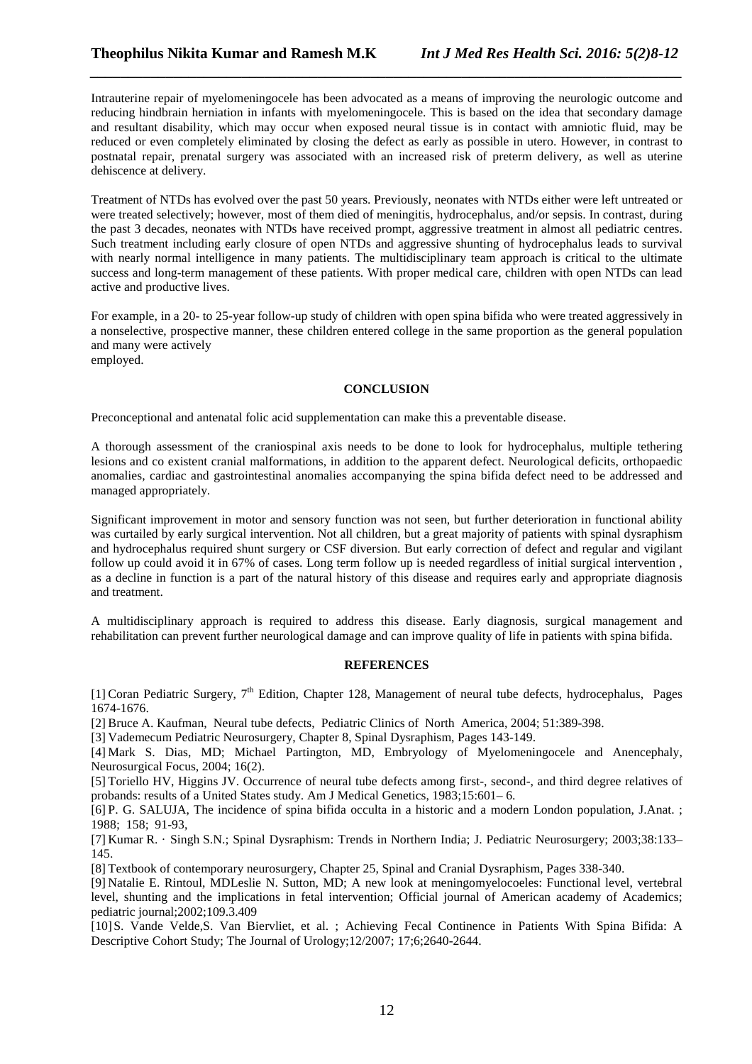Intrauterine repair of myelomeningocele has been advocated as a means of improving the neurologic outcome and reducing hindbrain herniation in infants with myelomeningocele. This is based on the idea that secondary damage and resultant disability, which may occur when exposed neural tissue is in contact with amniotic fluid, may be reduced or even completely eliminated by closing the defect as early as possible in utero. However, in contrast to postnatal repair, prenatal surgery was associated with an increased risk of preterm delivery, as well as uterine dehiscence at delivery.

Treatment of NTDs has evolved over the past 50 years. Previously, neonates with NTDs either were left untreated or were treated selectively; however, most of them died of meningitis, hydrocephalus, and/or sepsis. In contrast, during the past 3 decades, neonates with NTDs have received prompt, aggressive treatment in almost all pediatric centres. Such treatment including early closure of open NTDs and aggressive shunting of hydrocephalus leads to survival with nearly normal intelligence in many patients. The multidisciplinary team approach is critical to the ultimate success and long-term management of these patients. With proper medical care, children with open NTDs can lead active and productive lives.

For example, in a 20- to 25-year follow-up study of children with open spina bifida who were treated aggressively in a nonselective, prospective manner, these children entered college in the same proportion as the general population and many were actively
employed.

## CONCLUSION

Preconceptional and antenatal folic acid supplementation can make this a preventable disease.

A thorough assessment of the craniospinal axis needs to be done to look for hydrocephalus, multiple tethering lesions and co existent cranial malformations, in addition to the apparent defect. Neurological deficits, orthopaedic anomalies, cardiac and gastrointestinal anomalies accompanying the spina bifida defect need to be addressed and managed appropriately.

Significant improvement in motor and sensory function was not seen, but further deterioration in functional ability was curtailed by early surgical intervention. Not all children, but a great majority of patients with spinal dysraphism and hydrocephalus required shunt surgery or CSF diversion. But early correction of defect and regular and vigilant follow up could avoid it in 67% of cases. Long term follow up is needed regardless of initial surgical intervention , as a decline in function is a part of the natural history of this disease and requires early and appropriate diagnosis and treatment.

A multidisciplinary approach is required to address this disease. Early diagnosis, surgical management and rehabilitation can prevent further neurological damage and can improve quality of life in patients with spina bifida.

## REFERENCES

[1] Coran Pediatric Surgery, 7th Edition, Chapter 128, Management of neural tube defects, hydrocephalus, Pages 1674-1676.

[2] Bruce A. Kaufman, Neural tube defects, Pediatric Clinics of North America, 2004; 51:389-398.

[3] Vademecum Pediatric Neurosurgery, Chapter 8, Spinal Dysraphism, Pages 143-149.

[4] Mark S. Dias, MD; Michael Partington, MD, Embryology of Myelomeningocele and Anencephaly, Neurosurgical Focus, 2004; 16(2).

[5] Toriello HV, Higgins JV. Occurrence of neural tube defects among first-, second-, and third degree relatives of probands: results of a United States study. Am J Medical Genetics, 1983;15:601– 6.

[6] P. G. SALUJA, The incidence of spina bifida occulta in a historic and a modern London population, J.Anat. ; 1988; 158; 91-93,

[7] Kumar R. · Singh S.N.; Spinal Dysraphism: Trends in Northern India; J. Pediatric Neurosurgery; 2003;38:133–145.

[8] Textbook of contemporary neurosurgery, Chapter 25, Spinal and Cranial Dysraphism, Pages 338-340.

[9] Natalie E. Rintoul, MDLeslie N. Sutton, MD; A new look at meningomyelocoeles: Functional level, vertebral level, shunting and the implications in fetal intervention; Official journal of American academy of Academics; pediatric journal;2002;109.3.409

[10] S. Vande Velde,S. Van Biervliet, et al. ; Achieving Fecal Continence in Patients With Spina Bifida: A Descriptive Cohort Study; The Journal of Urology;12/2007; 17;6;2640-2644.